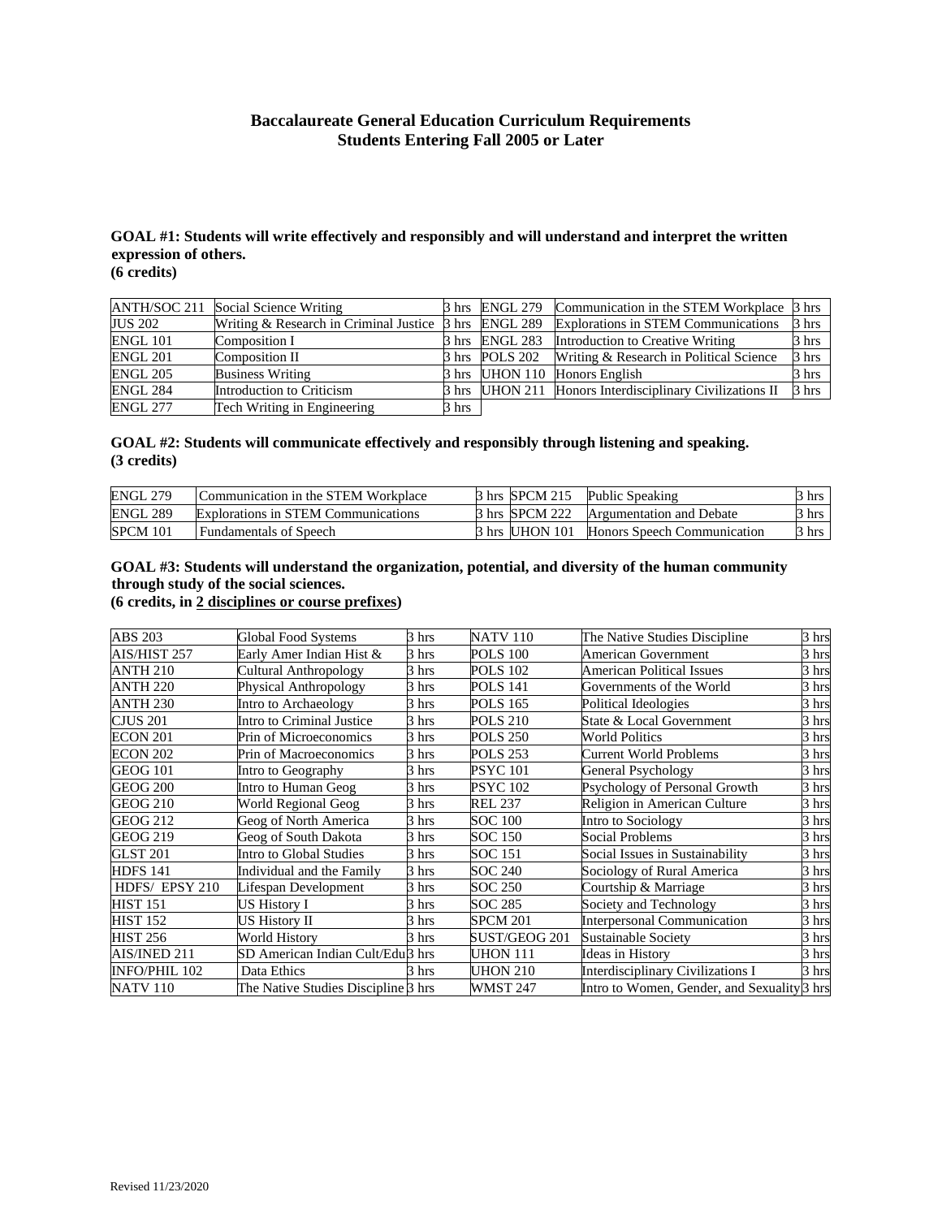# Baccalaureate General Education Curriculum Requirements
## Students Entering Fall 2005 or Later

### GOAL #1: Students will write effectively and responsibly and will understand and interpret the written expression of others.
**(6 credits)**

| | | | | | |
|---|---|---|---|---|---|
| ANTH/SOC 211 | Social Science Writing | 3 hrs | ENGL 279 | Communication in the STEM Workplace | 3 hrs |
| JUS 202 | Writing & Research in Criminal Justice | 3 hrs | ENGL 289 | Explorations in STEM Communications | 3 hrs |
| ENGL 101 | Composition I | 3 hrs | ENGL 283 | Introduction to Creative Writing | 3 hrs |
| ENGL 201 | Composition II | 3 hrs | POLS 202 | Writing & Research in Political Science | 3 hrs |
| ENGL 205 | Business Writing | 3 hrs | UHON 110 | Honors English | 3 hrs |
| ENGL 284 | Introduction to Criticism | 3 hrs | UHON 211 | Honors Interdisciplinary Civilizations II | 3 hrs |
| ENGL 277 | Tech Writing in Engineering | 3 hrs | | | |

### GOAL #2: Students will communicate effectively and responsibly through listening and speaking.
**(3 credits)**

| | | | | | |
|---|---|---|---|---|---|
| ENGL 279 | Communication in the STEM Workplace | 3 hrs | SPCM 215 | Public Speaking | 3 hrs |
| ENGL 289 | Explorations in STEM Communications | 3 hrs | SPCM 222 | Argumentation and Debate | 3 hrs |
| SPCM 101 | Fundamentals of Speech | 3 hrs | UHON 101 | Honors Speech Communication | 3 hrs |

### GOAL #3: Students will understand the organization, potential, and diversity of the human community through study of the social sciences.
**(6 credits, in 2 disciplines or course prefixes)**

| | | | | | |
|---|---|---|---|---|---|
| ABS 203 | Global Food Systems | 3 hrs | NATV 110 | The Native Studies Discipline | 3 hrs |
| AIS/HIST 257 | Early Amer Indian Hist & | 3 hrs | POLS 100 | American Government | 3 hrs |
| ANTH 210 | Cultural Anthropology | 3 hrs | POLS 102 | American Political Issues | 3 hrs |
| ANTH 220 | Physical Anthropology | 3 hrs | POLS 141 | Governments of the World | 3 hrs |
| ANTH 230 | Intro to Archaeology | 3 hrs | POLS 165 | Political Ideologies | 3 hrs |
| CJUS 201 | Intro to Criminal Justice | 3 hrs | POLS 210 | State & Local Government | 3 hrs |
| ECON 201 | Prin of Microeconomics | 3 hrs | POLS 250 | World Politics | 3 hrs |
| ECON 202 | Prin of Macroeconomics | 3 hrs | POLS 253 | Current World Problems | 3 hrs |
| GEOG 101 | Intro to Geography | 3 hrs | PSYC 101 | General Psychology | 3 hrs |
| GEOG 200 | Intro to Human Geog | 3 hrs | PSYC 102 | Psychology of Personal Growth | 3 hrs |
| GEOG 210 | World Regional Geog | 3 hrs | REL 237 | Religion in American Culture | 3 hrs |
| GEOG 212 | Geog of North America | 3 hrs | SOC 100 | Intro to Sociology | 3 hrs |
| GEOG 219 | Geog of South Dakota | 3 hrs | SOC 150 | Social Problems | 3 hrs |
| GLST 201 | Intro to Global Studies | 3 hrs | SOC 151 | Social Issues in Sustainability | 3 hrs |
| HDFS 141 | Individual and the Family | 3 hrs | SOC 240 | Sociology of Rural America | 3 hrs |
| HDFS/ EPSY 210 | Lifespan Development | 3 hrs | SOC 250 | Courtship & Marriage | 3 hrs |
| HIST 151 | US History I | 3 hrs | SOC 285 | Society and Technology | 3 hrs |
| HIST 152 | US History II | 3 hrs | SPCM 201 | Interpersonal Communication | 3 hrs |
| HIST 256 | World History | 3 hrs | SUST/GEOG 201 | Sustainable Society | 3 hrs |
| AIS/INED 211 | SD American Indian Cult/Edu | 3 hrs | UHON 111 | Ideas in History | 3 hrs |
| INFO/PHIL 102 | Data Ethics | 3 hrs | UHON 210 | Interdisciplinary Civilizations I | 3 hrs |
| NATV 110 | The Native Studies Discipline | 3 hrs | WMST 247 | Intro to Women, Gender, and Sexuality | 3 hrs |

Revised 11/23/2020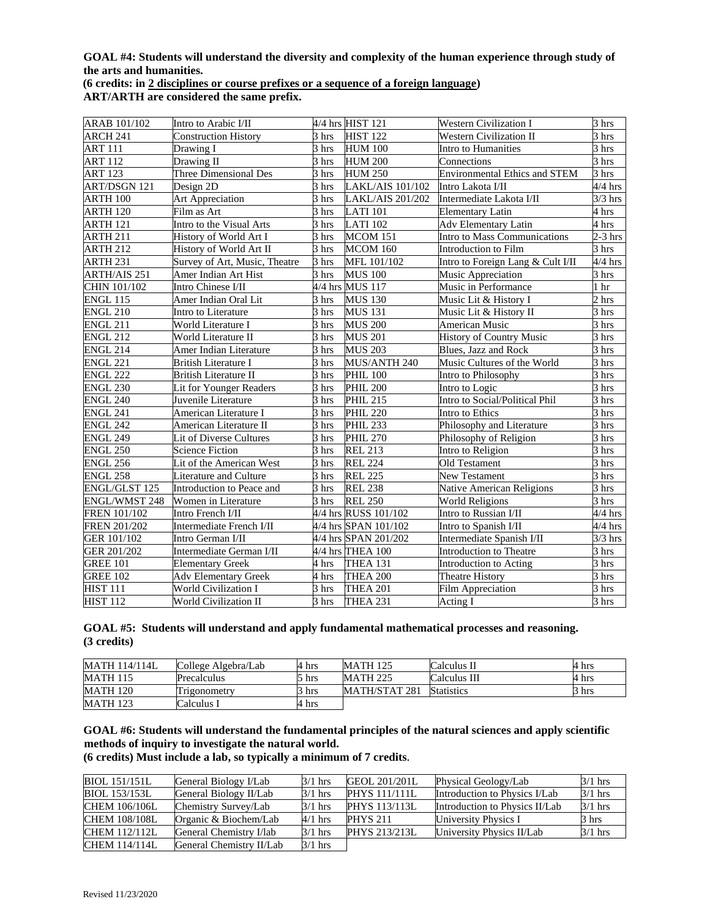**GOAL #4: Students will understand the diversity and complexity of the human experience through study of the arts and humanities.**
**(6 credits: in <u>2 disciplines or course prefixes or a sequence of a foreign language</u>)**
**ART/ARTH are considered the same prefix.**

| | | | | | |
|---|---|---|---|---|---|
| ARAB 101/102 | Intro to Arabic I/II | 4/4 hrs | HIST 121 | Western Civilization I | 3 hrs |
| ARCH 241 | Construction History | 3 hrs | HIST 122 | Western Civilization II | 3 hrs |
| ART 111 | Drawing I | 3 hrs | HUM 100 | Intro to Humanities | 3 hrs |
| ART 112 | Drawing II | 3 hrs | HUM 200 | Connections | 3 hrs |
| ART 123 | Three Dimensional Des | 3 hrs | HUM 250 | Environmental Ethics and STEM | 3 hrs |
| ART/DSGN 121 | Design 2D | 3 hrs | LAKL/AIS 101/102 | Intro Lakota I/II | 4/4 hrs |
| ARTH 100 | Art Appreciation | 3 hrs | LAKL/AIS 201/202 | Intermediate Lakota I/II | 3/3 hrs |
| ARTH 120 | Film as Art | 3 hrs | LATI 101 | Elementary Latin | 4 hrs |
| ARTH 121 | Intro to the Visual Arts | 3 hrs | LATI 102 | Adv Elementary Latin | 4 hrs |
| ARTH 211 | History of World Art I | 3 hrs | MCOM 151 | Intro to Mass Communications | 2-3 hrs |
| ARTH 212 | History of World Art II | 3 hrs | MCOM 160 | Introduction to Film | 3 hrs |
| ARTH 231 | Survey of Art, Music, Theatre | 3 hrs | MFL 101/102 | Intro to Foreign Lang & Cult I/II | 4/4 hrs |
| ARTH/AIS 251 | Amer Indian Art Hist | 3 hrs | MUS 100 | Music Appreciation | 3 hrs |
| CHIN 101/102 | Intro Chinese I/II | 4/4 hrs | MUS 117 | Music in Performance | 1 hr |
| ENGL 115 | Amer Indian Oral Lit | 3 hrs | MUS 130 | Music Lit & History I | 2 hrs |
| ENGL 210 | Intro to Literature | 3 hrs | MUS 131 | Music Lit & History II | 3 hrs |
| ENGL 211 | World Literature I | 3 hrs | MUS 200 | American Music | 3 hrs |
| ENGL 212 | World Literature II | 3 hrs | MUS 201 | History of Country Music | 3 hrs |
| ENGL 214 | Amer Indian Literature | 3 hrs | MUS 203 | Blues, Jazz and Rock | 3 hrs |
| ENGL 221 | British Literature I | 3 hrs | MUS/ANTH 240 | Music Cultures of the World | 3 hrs |
| ENGL 222 | British Literature II | 3 hrs | PHIL 100 | Intro to Philosophy | 3 hrs |
| ENGL 230 | Lit for Younger Readers | 3 hrs | PHIL 200 | Intro to Logic | 3 hrs |
| ENGL 240 | Juvenile Literature | 3 hrs | PHIL 215 | Intro to Social/Political Phil | 3 hrs |
| ENGL 241 | American Literature I | 3 hrs | PHIL 220 | Intro to Ethics | 3 hrs |
| ENGL 242 | American Literature II | 3 hrs | PHIL 233 | Philosophy and Literature | 3 hrs |
| ENGL 249 | Lit of Diverse Cultures | 3 hrs | PHIL 270 | Philosophy of Religion | 3 hrs |
| ENGL 250 | Science Fiction | 3 hrs | REL 213 | Intro to Religion | 3 hrs |
| ENGL 256 | Lit of the American West | 3 hrs | REL 224 | Old Testament | 3 hrs |
| ENGL 258 | Literature and Culture | 3 hrs | REL 225 | New Testament | 3 hrs |
| ENGL/GLST 125 | Introduction to Peace and | 3 hrs | REL 238 | Native American Religions | 3 hrs |
| ENGL/WMST 248 | Women in Literature | 3 hrs | REL 250 | World Religions | 3 hrs |
| FREN 101/102 | Intro French I/II | 4/4 hrs | RUSS 101/102 | Intro to Russian I/II | 4/4 hrs |
| FREN 201/202 | Intermediate French I/II | 4/4 hrs | SPAN 101/102 | Intro to Spanish I/II | 4/4 hrs |
| GER 101/102 | Intro German I/II | 4/4 hrs | SPAN 201/202 | Intermediate Spanish I/II | 3/3 hrs |
| GER 201/202 | Intermediate German I/II | 4/4 hrs | THEA 100 | Introduction to Theatre | 3 hrs |
| GREE 101 | Elementary Greek | 4 hrs | THEA 131 | Introduction to Acting | 3 hrs |
| GREE 102 | Adv Elementary Greek | 4 hrs | THEA 200 | Theatre History | 3 hrs |
| HIST 111 | World Civilization I | 3 hrs | THEA 201 | Film Appreciation | 3 hrs |
| HIST 112 | World Civilization II | 3 hrs | THEA 231 | Acting I | 3 hrs |

**GOAL #5: Students will understand and apply fundamental mathematical processes and reasoning.**
**(3 credits)**

| | | | | | |
|---|---|---|---|---|---|
| MATH 114/114L | College Algebra/Lab | 4 hrs | MATH 125 | Calculus II | 4 hrs |
| MATH 115 | Precalculus | 5 hrs | MATH 225 | Calculus III | 4 hrs |
| MATH 120 | Trigonometry | 3 hrs | MATH/STAT 281 | Statistics | 3 hrs |
| MATH 123 | Calculus I | 4 hrs | | | |

**GOAL #6: Students will understand the fundamental principles of the natural sciences and apply scientific methods of inquiry to investigate the natural world.**
**(6 credits) Must include a lab, so typically a minimum of 7 credits**.

| | | | | | |
|---|---|---|---|---|---|
| BIOL 151/151L | General Biology I/Lab | 3/1 hrs | GEOL 201/201L | Physical Geology/Lab | 3/1 hrs |
| BIOL 153/153L | General Biology II/Lab | 3/1 hrs | PHYS 111/111L | Introduction to Physics I/Lab | 3/1 hrs |
| CHEM 106/106L | Chemistry Survey/Lab | 3/1 hrs | PHYS 113/113L | Introduction to Physics II/Lab | 3/1 hrs |
| CHEM 108/108L | Organic & Biochem/Lab | 4/1 hrs | PHYS 211 | University Physics I | 3 hrs |
| CHEM 112/112L | General Chemistry I/lab | 3/1 hrs | PHYS 213/213L | University Physics II/Lab | 3/1 hrs |
| CHEM 114/114L | General Chemistry II/Lab | 3/1 hrs | | | |

Revised 11/23/2020